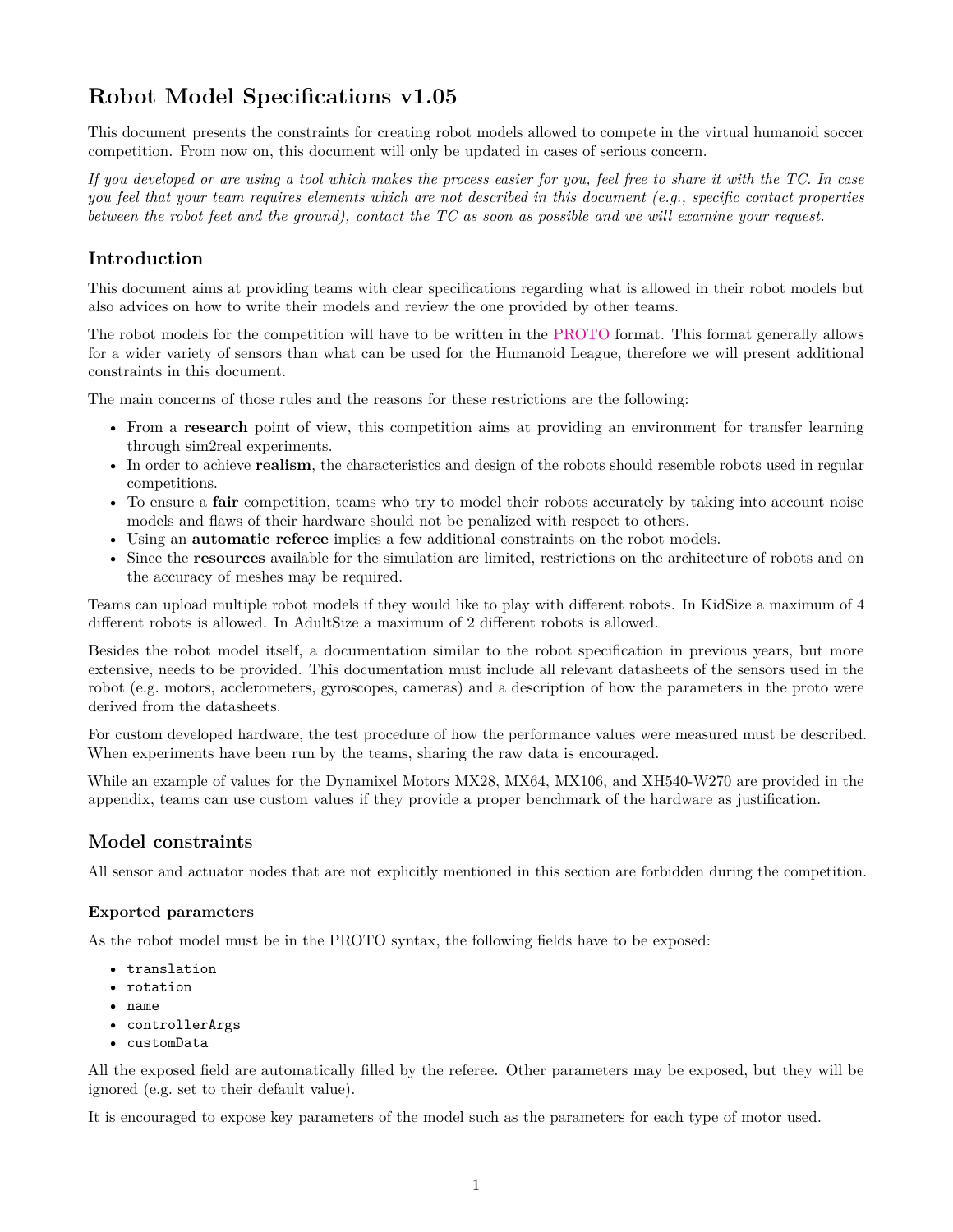# Robot Model Specifications v1.05

This document presents the constraints for creating robot models allowed to compete in the virtual humanoid soccer competition. From now on, this document will only be updated in cases of serious concern.

*If you developed or are using a tool which makes the process easier for you, feel free to share it with the TC. In case you feel that your team requires elements which are not described in this document (e.g., specific contact properties between the robot feet and the ground), contact the TC as soon as possible and we will examine your request.*

## Introduction

This document aims at providing teams with clear specifications regarding what is allowed in their robot models but also advices on how to write their models and review the one provided by other teams.

The robot models for the competition will have to be written in the PROTO format. This format generally allows for a wider variety of sensors than what can be used for the Humanoid League, therefore we will present additional constraints in this document.

The main concerns of those rules and the reasons for these restrictions are the following:

- From a **research** point of view, this competition aims at providing an environment for transfer learning through sim2real experiments.
- In order to achieve **realism**, the characteristics and design of the robots should resemble robots used in regular competitions.
- To ensure a **fair** competition, teams who try to model their robots accurately by taking into account noise models and flaws of their hardware should not be penalized with respect to others.
- Using an **automatic referee** implies a few additional constraints on the robot models.
- Since the **resources** available for the simulation are limited, restrictions on the architecture of robots and on the accuracy of meshes may be required.

Teams can upload multiple robot models if they would like to play with different robots. In KidSize a maximum of 4 different robots is allowed. In AdultSize a maximum of 2 different robots is allowed.

Besides the robot model itself, a documentation similar to the robot specification in previous years, but more extensive, needs to be provided. This documentation must include all relevant datasheets of the sensors used in the robot (e.g. motors, acclerometers, gyroscopes, cameras) and a description of how the parameters in the proto were derived from the datasheets.

For custom developed hardware, the test procedure of how the performance values were measured must be described. When experiments have been run by the teams, sharing the raw data is encouraged.

While an example of values for the Dynamixel Motors MX28, MX64, MX106, and XH540-W270 are provided in the appendix, teams can use custom values if they provide a proper benchmark of the hardware as justification.

## Model constraints

All sensor and actuator nodes that are not explicitly mentioned in this section are forbidden during the competition.

### Exported parameters

As the robot model must be in the PROTO syntax, the following fields have to be exposed:

- `translation`
- `rotation`
- `name`
- `controllerArgs`
- `customData`

All the exposed field are automatically filled by the referee. Other parameters may be exposed, but they will be ignored (e.g. set to their default value).

It is encouraged to expose key parameters of the model such as the parameters for each type of motor used.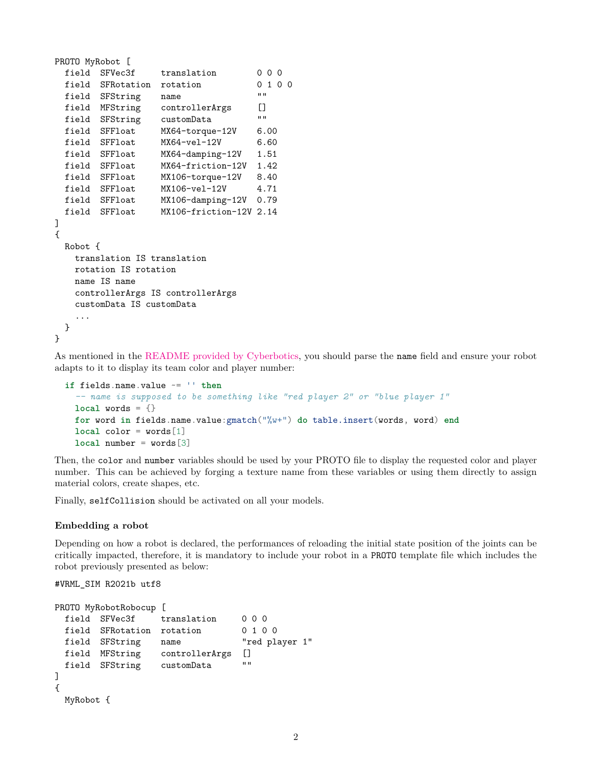```
PROTO MyRobot [
  field  SFVec3f     translation        0 0 0
  field  SFRotation  rotation           0 1 0 0
  field  SFString    name               ""
  field  MFString    controllerArgs     []
  field  SFString    customData         ""
  field  SFFloat     MX64-torque-12V    6.00
  field  SFFloat     MX64-vel-12V       6.60
  field  SFFloat     MX64-damping-12V   1.51
  field  SFFloat     MX64-friction-12V  1.42
  field  SFFloat     MX106-torque-12V   8.40
  field  SFFloat     MX106-vel-12V      4.71
  field  SFFloat     MX106-damping-12V  0.79
  field  SFFloat     MX106-friction-12V 2.14
]
{
  Robot {
    translation IS translation
    rotation IS rotation
    name IS name
    controllerArgs IS controllerArgs
    customData IS customData
    ...
  }
}
```

As mentioned in the README provided by Cyberbotics, you should parse the `name` field and ensure your robot adapts to it to display its team color and player number:

```
  if fields.name.value ~= '' then
    -- name is supposed to be something like "red player 2" or "blue player 1"
    local words = {}
    for word in fields.name.value:gmatch("%w+") do table.insert(words, word) end
    local color = words[1]
    local number = words[3]
```

Then, the `color` and `number` variables should be used by your PROTO file to display the requested color and player number. This can be achieved by forging a texture name from these variables or using them directly to assign material colors, create shapes, etc.

Finally, `selfCollision` should be activated on all your models.

#### Embedding a robot

Depending on how a robot is declared, the performances of reloading the initial state position of the joints can be critically impacted, therefore, it is mandatory to include your robot in a `PROTO` template file which includes the robot previously presented as below:

```
#VRML_SIM R2021b utf8

PROTO MyRobotRobocup [
  field  SFVec3f     translation     0 0 0
  field  SFRotation  rotation        0 1 0 0
  field  SFString    name            "red player 1"
  field  MFString    controllerArgs  []
  field  SFString    customData      ""
]
{
  MyRobot {
```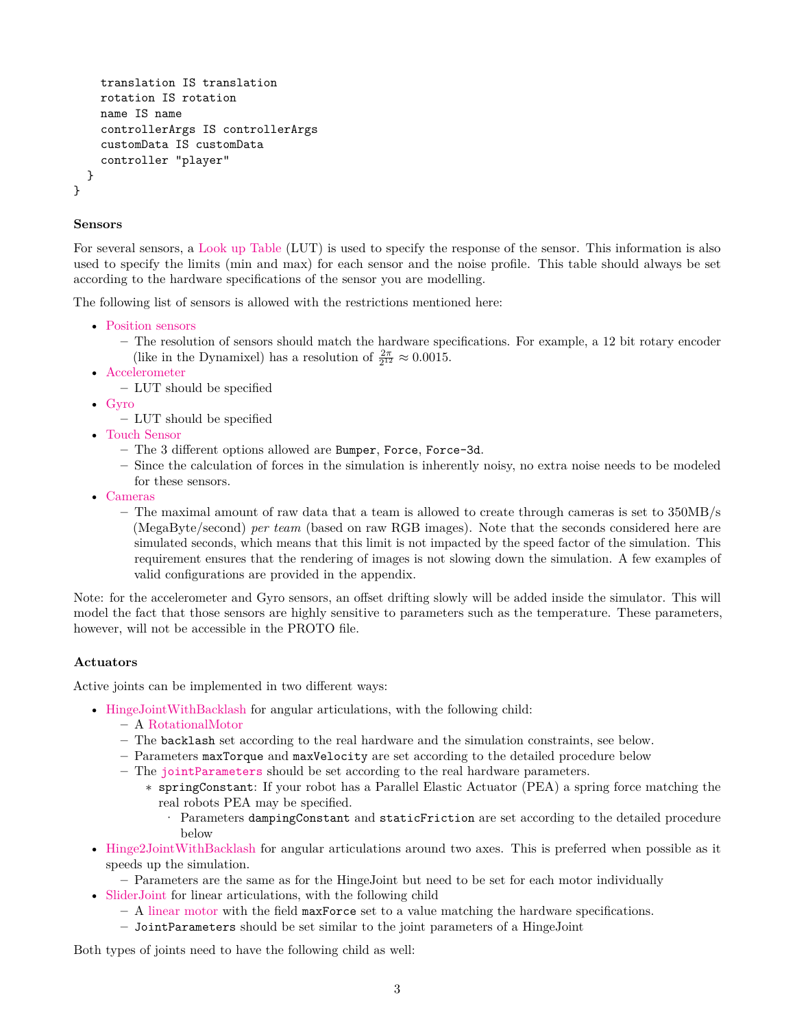```
    translation IS translation
    rotation IS rotation
    name IS name
    controllerArgs IS controllerArgs
    customData IS customData
    controller "player"
  }
}
```

### Sensors

For several sensors, a Look up Table (LUT) is used to specify the response of the sensor. This information is also used to specify the limits (min and max) for each sensor and the noise profile. This table should always be set according to the hardware specifications of the sensor you are modelling.

The following list of sensors is allowed with the restrictions mentioned here:

- Position sensors
  - The resolution of sensors should match the hardware specifications. For example, a 12 bit rotary encoder (like in the Dynamixel) has a resolution of $\frac{2\pi}{2^{12}} \approx 0.0015$.
- Accelerometer
  - LUT should be specified
- Gyro
  - LUT should be specified
- Touch Sensor
  - The 3 different options allowed are `Bumper`, `Force`, `Force-3d`.
  - Since the calculation of forces in the simulation is inherently noisy, no extra noise needs to be modeled for these sensors.
- Cameras
  - The maximal amount of raw data that a team is allowed to create through cameras is set to 350MB/s (MegaByte/second) *per team* (based on raw RGB images). Note that the seconds considered here are simulated seconds, which means that this limit is not impacted by the speed factor of the simulation. This requirement ensures that the rendering of images is not slowing down the simulation. A few examples of valid configurations are provided in the appendix.

Note: for the accelerometer and Gyro sensors, an offset drifting slowly will be added inside the simulator. This will model the fact that those sensors are highly sensitive to parameters such as the temperature. These parameters, however, will not be accessible in the PROTO file.

### Actuators

Active joints can be implemented in two different ways:

- HingeJointWithBacklash for angular articulations, with the following child:
  - A RotationalMotor
  - The `backlash` set according to the real hardware and the simulation constraints, see below.
  - Parameters `maxTorque` and `maxVelocity` are set according to the detailed procedure below
  - The `jointParameters` should be set according to the real hardware parameters.
    - `springConstant`: If your robot has a Parallel Elastic Actuator (PEA) a spring force matching the real robots PEA may be specified.
      - Parameters `dampingConstant` and `staticFriction` are set according to the detailed procedure below
- Hinge2JointWithBacklash for angular articulations around two axes. This is preferred when possible as it speeds up the simulation.
  - Parameters are the same as for the HingeJoint but need to be set for each motor individually
- SliderJoint for linear articulations, with the following child
  - A linear motor with the field `maxForce` set to a value matching the hardware specifications.
  - `JointParameters` should be set similar to the joint parameters of a HingeJoint

Both types of joints need to have the following child as well: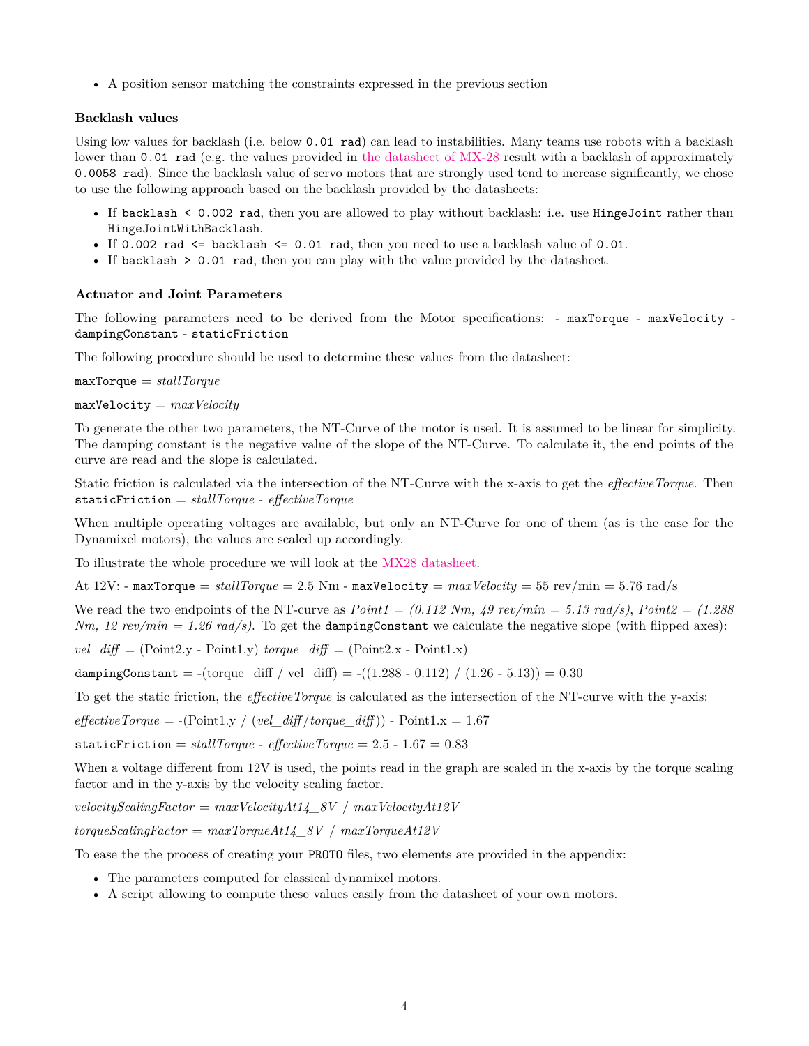- A position sensor matching the constraints expressed in the previous section

### Backlash values

Using low values for backlash (i.e. below `0.01 rad`) can lead to instabilities. Many teams use robots with a backlash lower than `0.01 rad` (e.g. the values provided in the datasheet of MX-28 result with a backlash of approximately `0.0058 rad`). Since the backlash value of servo motors that are strongly used tend to increase significantly, we chose to use the following approach based on the backlash provided by the datasheets:

- If `backlash < 0.002 rad`, then you are allowed to play without backlash: i.e. use `HingeJoint` rather than `HingeJointWithBacklash`.
- If `0.002 rad <= backlash <= 0.01 rad`, then you need to use a backlash value of `0.01`.
- If `backlash > 0.01 rad`, then you can play with the value provided by the datasheet.

### Actuator and Joint Parameters

The following parameters need to be derived from the Motor specifications: - `maxTorque` - `maxVelocity` - `dampingConstant` - `staticFriction`

The following procedure should be used to determine these values from the datasheet:

`maxTorque` = *stallTorque*

`maxVelocity` = *maxVelocity*

To generate the other two parameters, the NT-Curve of the motor is used. It is assumed to be linear for simplicity. The damping constant is the negative value of the slope of the NT-Curve. To calculate it, the end points of the curve are read and the slope is calculated.

Static friction is calculated via the intersection of the NT-Curve with the x-axis to get the *effectiveTorque*. Then `staticFriction` = *stallTorque* - *effectiveTorque*

When multiple operating voltages are available, but only an NT-Curve for one of them (as is the case for the Dynamixel motors), the values are scaled up accordingly.

To illustrate the whole procedure we will look at the MX28 datasheet.

At 12V: - `maxTorque` = *stallTorque* = 2.5 Nm - `maxVelocity` = *maxVelocity* = 55 rev/min = 5.76 rad/s

We read the two endpoints of the NT-curve as *Point1 = (0.112 Nm, 49 rev/min = 5.13 rad/s)*, *Point2 = (1.288 Nm, 12 rev/min = 1.26 rad/s)*. To get the `dampingConstant` we calculate the negative slope (with flipped axes):

*vel_diff* = (Point2.y - Point1.y) *torque_diff* = (Point2.x - Point1.x)

`dampingConstant` = -(torque_diff / vel_diff) = -((1.288 - 0.112) / (1.26 - 5.13)) = 0.30

To get the static friction, the *effectiveTorque* is calculated as the intersection of the NT-curve with the y-axis:

*effectiveTorque* = -(Point1.y / (*vel_diff*/*torque_diff*)) - Point1.x = 1.67

`staticFriction` = *stallTorque* - *effectiveTorque* = 2.5 - 1.67 = 0.83

When a voltage different from 12V is used, the points read in the graph are scaled in the x-axis by the torque scaling factor and in the y-axis by the velocity scaling factor.

*velocityScalingFactor* = *maxVelocityAt14_8V* / *maxVelocityAt12V*

*torqueScalingFactor* = *maxTorqueAt14_8V* / *maxTorqueAt12V*

To ease the the process of creating your `PROTO` files, two elements are provided in the appendix:

- The parameters computed for classical dynamixel motors.
- A script allowing to compute these values easily from the datasheet of your own motors.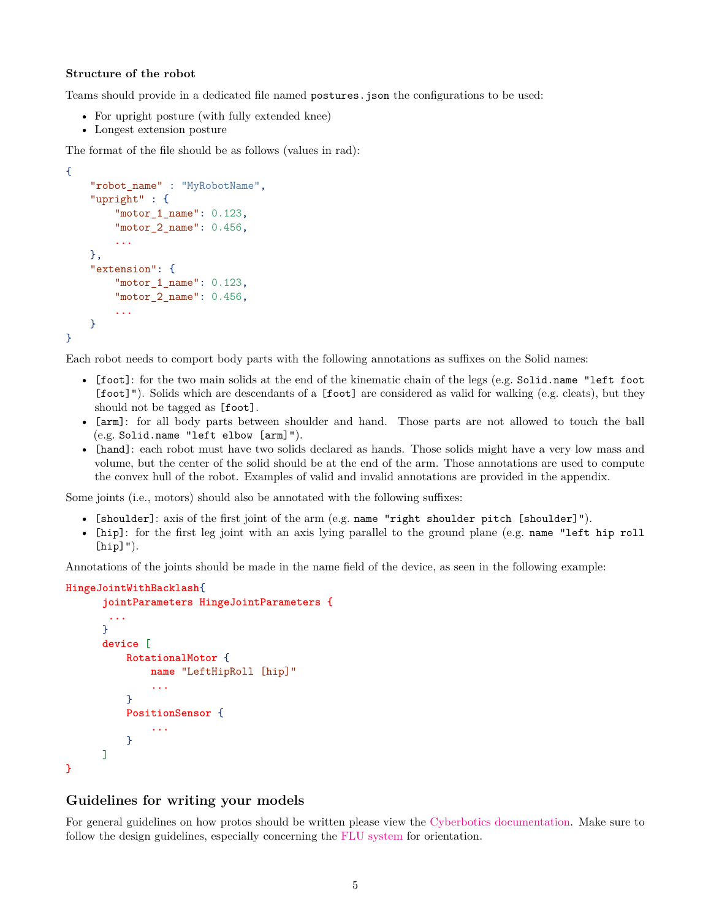**Structure of the robot**

Teams should provide in a dedicated file named `postures.json` the configurations to be used:

- For upright posture (with fully extended knee)
- Longest extension posture

The format of the file should be as follows (values in rad):

```
{
    "robot_name" : "MyRobotName",
    "upright" : {
        "motor_1_name": 0.123,
        "motor_2_name": 0.456,
        ...
    },
    "extension": {
        "motor_1_name": 0.123,
        "motor_2_name": 0.456,
        ...
    }
}
```

Each robot needs to comport body parts with the following annotations as suffixes on the Solid names:

- `[foot]`: for the two main solids at the end of the kinematic chain of the legs (e.g. `Solid.name "left foot [foot]"`). Solids which are descendants of a `[foot]` are considered as valid for walking (e.g. cleats), but they should not be tagged as `[foot]`.
- `[arm]`: for all body parts between shoulder and hand. Those parts are not allowed to touch the ball (e.g. `Solid.name "left elbow [arm]"`).
- `[hand]`: each robot must have two solids declared as hands. Those solids might have a very low mass and volume, but the center of the solid should be at the end of the arm. Those annotations are used to compute the convex hull of the robot. Examples of valid and invalid annotations are provided in the appendix.

Some joints (i.e., motors) should also be annotated with the following suffixes:

- `[shoulder]`: axis of the first joint of the arm (e.g. `name "right shoulder pitch [shoulder]"`).
- `[hip]`: for the first leg joint with an axis lying parallel to the ground plane (e.g. `name "left hip roll [hip]"`).

Annotations of the joints should be made in the name field of the device, as seen in the following example:

```
HingeJointWithBacklash{
      jointParameters HingeJointParameters {
       ...
      }
      device [
          RotationalMotor {
              name "LeftHipRoll [hip]"
              ...
          }
          PositionSensor {
              ...
          }
      ]
}
```

## Guidelines for writing your models

For general guidelines on how protos should be written please view the Cyberbotics documentation. Make sure to follow the design guidelines, especially concerning the FLU system for orientation.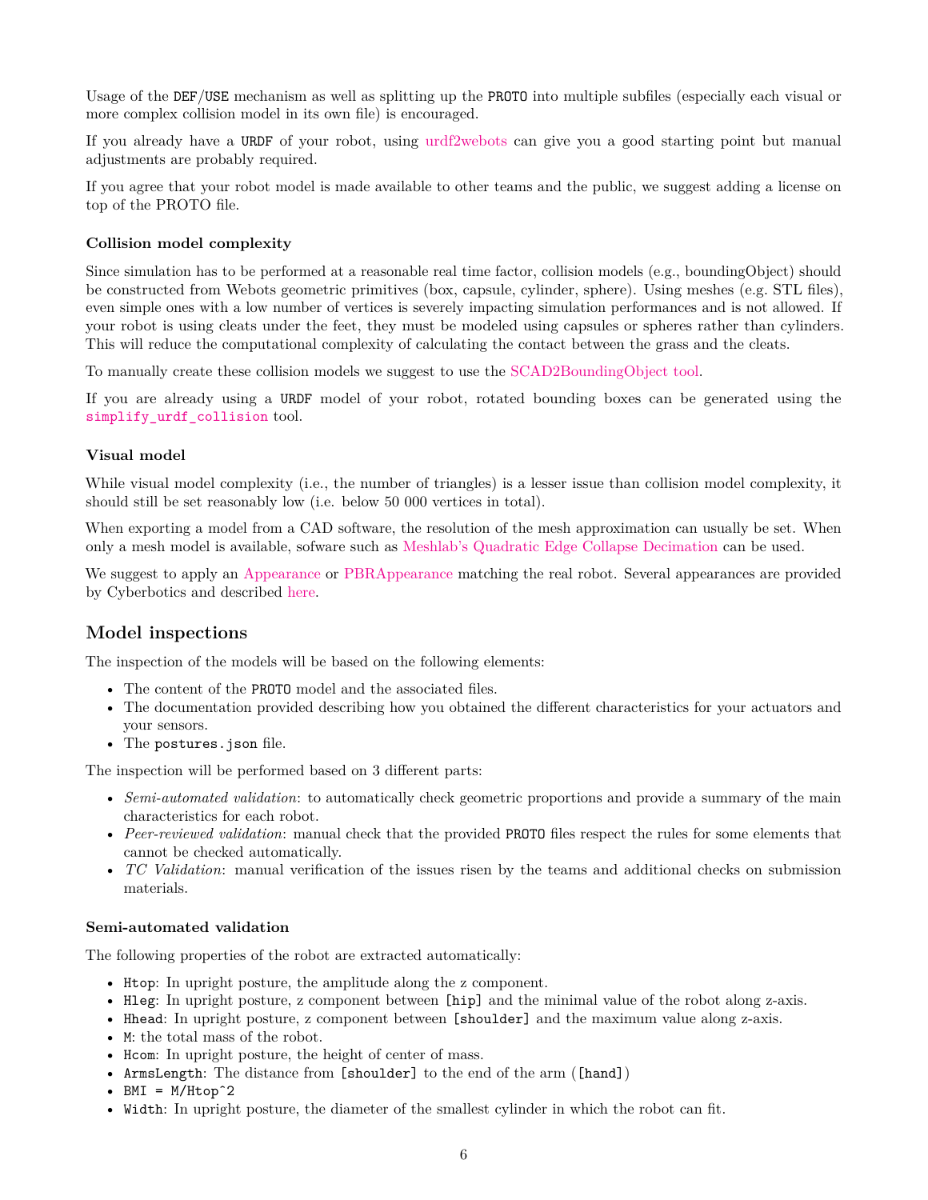Usage of the `DEF`/`USE` mechanism as well as splitting up the `PROTO` into multiple subfiles (especially each visual or more complex collision model in its own file) is encouraged.

If you already have a `URDF` of your robot, using urdf2webots can give you a good starting point but manual adjustments are probably required.

If you agree that your robot model is made available to other teams and the public, we suggest adding a license on top of the PROTO file.

#### Collision model complexity

Since simulation has to be performed at a reasonable real time factor, collision models (e.g., boundingObject) should be constructed from Webots geometric primitives (box, capsule, cylinder, sphere). Using meshes (e.g. STL files), even simple ones with a low number of vertices is severely impacting simulation performances and is not allowed. If your robot is using cleats under the feet, they must be modeled using capsules or spheres rather than cylinders. This will reduce the computational complexity of calculating the contact between the grass and the cleats.

To manually create these collision models we suggest to use the SCAD2BoundingObject tool.

If you are already using a `URDF` model of your robot, rotated bounding boxes can be generated using the `simplify_urdf_collision` tool.

#### Visual model

While visual model complexity (i.e., the number of triangles) is a lesser issue than collision model complexity, it should still be set reasonably low (i.e. below 50 000 vertices in total).

When exporting a model from a CAD software, the resolution of the mesh approximation can usually be set. When only a mesh model is available, sofware such as Meshlab's Quadratic Edge Collapse Decimation can be used.

We suggest to apply an Appearance or PBRAppearance matching the real robot. Several appearances are provided by Cyberbotics and described here.

## Model inspections

The inspection of the models will be based on the following elements:

- The content of the `PROTO` model and the associated files.
- The documentation provided describing how you obtained the different characteristics for your actuators and your sensors.
- The `postures.json` file.

The inspection will be performed based on 3 different parts:

- *Semi-automated validation*: to automatically check geometric proportions and provide a summary of the main characteristics for each robot.
- *Peer-reviewed validation*: manual check that the provided `PROTO` files respect the rules for some elements that cannot be checked automatically.
- *TC Validation*: manual verification of the issues risen by the teams and additional checks on submission materials.

#### Semi-automated validation

The following properties of the robot are extracted automatically:

- `Htop`: In upright posture, the amplitude along the z component.
- `Hleg`: In upright posture, z component between `[hip]` and the minimal value of the robot along z-axis.
- `Hhead`: In upright posture, z component between `[shoulder]` and the maximum value along z-axis.
- `M`: the total mass of the robot.
- `Hcom`: In upright posture, the height of center of mass.
- `ArmsLength`: The distance from `[shoulder]` to the end of the arm (`[hand]`)
- `BMI = M/Htop^2`
- `Width`: In upright posture, the diameter of the smallest cylinder in which the robot can fit.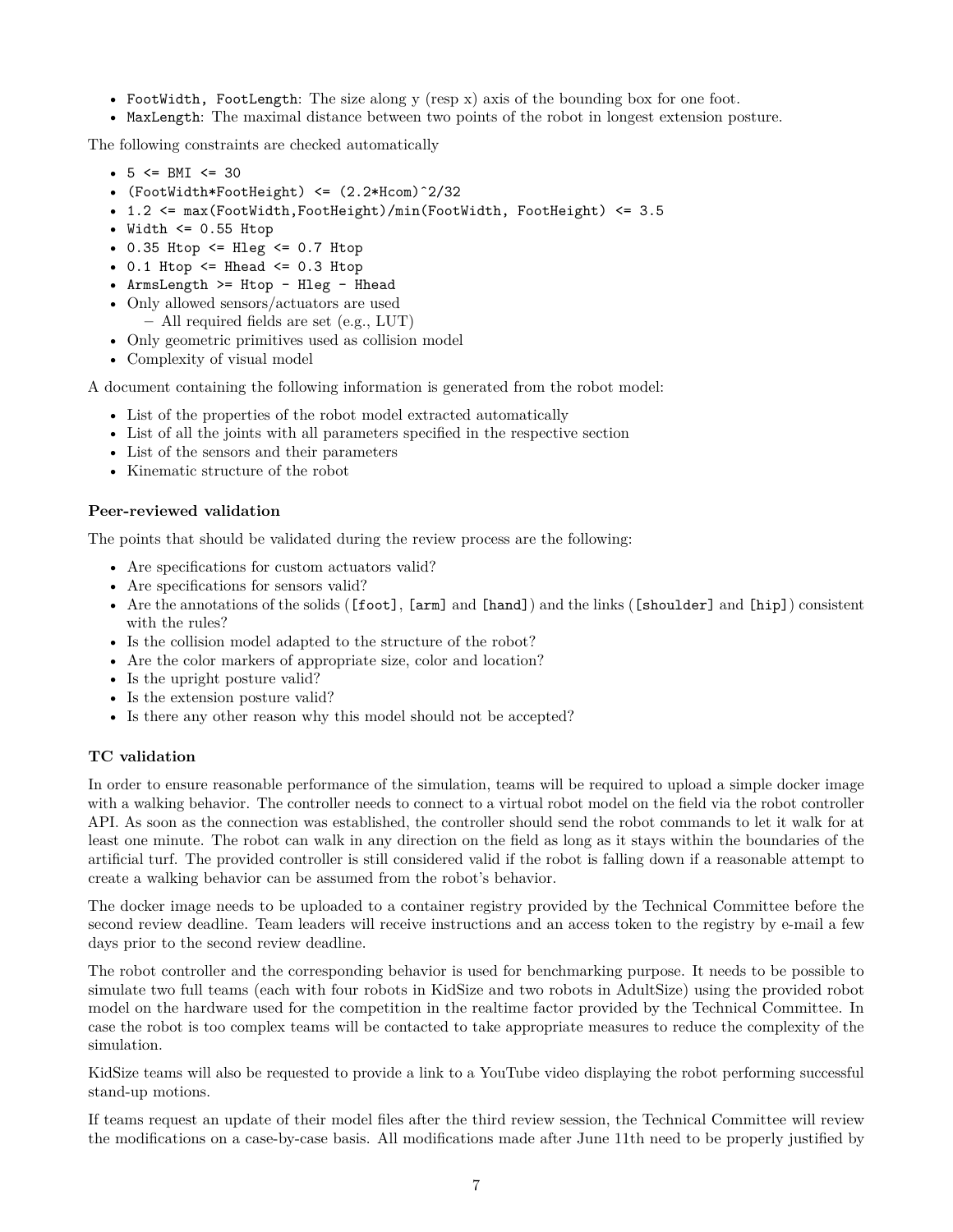- `FootWidth, FootLength`: The size along y (resp x) axis of the bounding box for one foot.
- `MaxLength`: The maximal distance between two points of the robot in longest extension posture.

The following constraints are checked automatically

- `5 <= BMI <= 30`
- `(FootWidth*FootHeight) <= (2.2*Hcom)^2/32`
- `1.2 <= max(FootWidth,FootHeight)/min(FootWidth, FootHeight) <= 3.5`
- `Width <= 0.55 Htop`
- `0.35 Htop <= Hleg <= 0.7 Htop`
- `0.1 Htop <= Hhead <= 0.3 Htop`
- `ArmsLength >= Htop - Hleg - Hhead`
- Only allowed sensors/actuators are used
  - All required fields are set (e.g., LUT)
- Only geometric primitives used as collision model
- Complexity of visual model

A document containing the following information is generated from the robot model:

- List of the properties of the robot model extracted automatically
- List of all the joints with all parameters specified in the respective section
- List of the sensors and their parameters
- Kinematic structure of the robot

#### Peer-reviewed validation

The points that should be validated during the review process are the following:

- Are specifications for custom actuators valid?
- Are specifications for sensors valid?
- Are the annotations of the solids (`[foot]`, `[arm]` and `[hand]`) and the links (`[shoulder]` and `[hip]`) consistent with the rules?
- Is the collision model adapted to the structure of the robot?
- Are the color markers of appropriate size, color and location?
- Is the upright posture valid?
- Is the extension posture valid?
- Is there any other reason why this model should not be accepted?

#### TC validation

In order to ensure reasonable performance of the simulation, teams will be required to upload a simple docker image with a walking behavior. The controller needs to connect to a virtual robot model on the field via the robot controller API. As soon as the connection was established, the controller should send the robot commands to let it walk for at least one minute. The robot can walk in any direction on the field as long as it stays within the boundaries of the artificial turf. The provided controller is still considered valid if the robot is falling down if a reasonable attempt to create a walking behavior can be assumed from the robot's behavior.

The docker image needs to be uploaded to a container registry provided by the Technical Committee before the second review deadline. Team leaders will receive instructions and an access token to the registry by e-mail a few days prior to the second review deadline.

The robot controller and the corresponding behavior is used for benchmarking purpose. It needs to be possible to simulate two full teams (each with four robots in KidSize and two robots in AdultSize) using the provided robot model on the hardware used for the competition in the realtime factor provided by the Technical Committee. In case the robot is too complex teams will be contacted to take appropriate measures to reduce the complexity of the simulation.

KidSize teams will also be requested to provide a link to a YouTube video displaying the robot performing successful stand-up motions.

If teams request an update of their model files after the third review session, the Technical Committee will review the modifications on a case-by-case basis. All modifications made after June 11th need to be properly justified by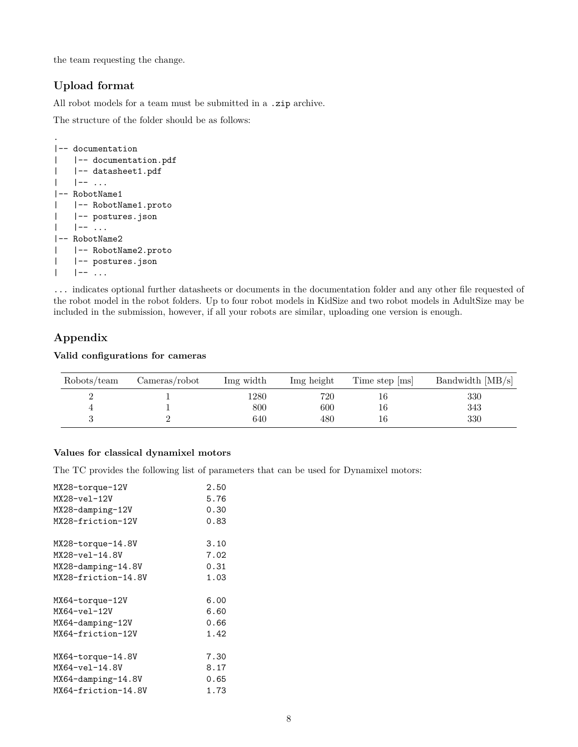the team requesting the change.

## Upload format

All robot models for a team must be submitted in a `.zip` archive.

The structure of the folder should be as follows:

```
.
|-- documentation
|   |-- documentation.pdf
|   |-- datasheet1.pdf
|   |-- ...
|-- RobotName1
|   |-- RobotName1.proto
|   |-- postures.json
|   |-- ...
|-- RobotName2
|   |-- RobotName2.proto
|   |-- postures.json
|   |-- ...
```

`...` indicates optional further datasheets or documents in the documentation folder and any other file requested of the robot model in the robot folders. Up to four robot models in KidSize and two robot models in AdultSize may be included in the submission, however, if all your robots are similar, uploading one version is enough.

## Appendix

### Valid configurations for cameras

| Robots/team | Cameras/robot | Img width | Img height | Time step [ms] | Bandwidth [MB/s] |
|---|---|---|---|---|---|
| 2 | 1 | 1280 | 720 | 16 | 330 |
| 4 | 1 | 800 | 600 | 16 | 343 |
| 3 | 2 | 640 | 480 | 16 | 330 |

### Values for classical dynamixel motors

The TC provides the following list of parameters that can be used for Dynamixel motors:

```
MX28-torque-12V           2.50
MX28-vel-12V              5.76
MX28-damping-12V          0.30
MX28-friction-12V         0.83

MX28-torque-14.8V         3.10
MX28-vel-14.8V            7.02
MX28-damping-14.8V        0.31
MX28-friction-14.8V       1.03

MX64-torque-12V           6.00
MX64-vel-12V              6.60
MX64-damping-12V          0.66
MX64-friction-12V         1.42

MX64-torque-14.8V         7.30
MX64-vel-14.8V            8.17
MX64-damping-14.8V        0.65
MX64-friction-14.8V       1.73
```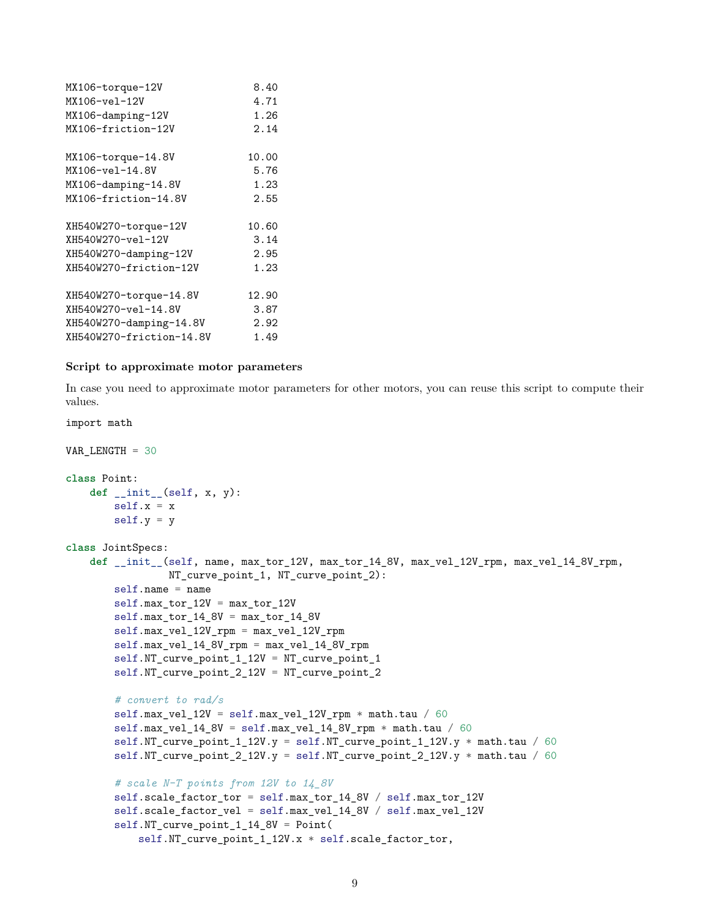```
MX106-torque-12V              8.40
MX106-vel-12V                 4.71
MX106-damping-12V             1.26
MX106-friction-12V            2.14

MX106-torque-14.8V           10.00
MX106-vel-14.8V               5.76
MX106-damping-14.8V           1.23
MX106-friction-14.8V          2.55

XH540W270-torque-12V         10.60
XH540W270-vel-12V             3.14
XH540W270-damping-12V         2.95
XH540W270-friction-12V        1.23

XH540W270-torque-14.8V       12.90
XH540W270-vel-14.8V           3.87
XH540W270-damping-14.8V       2.92
XH540W270-friction-14.8V      1.49
```

**Script to approximate motor parameters**

In case you need to approximate motor parameters for other motors, you can reuse this script to compute their values.

```
import math

VAR_LENGTH = 30

class Point:
    def __init__(self, x, y):
        self.x = x
        self.y = y

class JointSpecs:
    def __init__(self, name, max_tor_12V, max_tor_14_8V, max_vel_12V_rpm, max_vel_14_8V_rpm,
                 NT_curve_point_1, NT_curve_point_2):
        self.name = name
        self.max_tor_12V = max_tor_12V
        self.max_tor_14_8V = max_tor_14_8V
        self.max_vel_12V_rpm = max_vel_12V_rpm
        self.max_vel_14_8V_rpm = max_vel_14_8V_rpm
        self.NT_curve_point_1_12V = NT_curve_point_1
        self.NT_curve_point_2_12V = NT_curve_point_2

        # convert to rad/s
        self.max_vel_12V = self.max_vel_12V_rpm * math.tau / 60
        self.max_vel_14_8V = self.max_vel_14_8V_rpm * math.tau / 60
        self.NT_curve_point_1_12V.y = self.NT_curve_point_1_12V.y * math.tau / 60
        self.NT_curve_point_2_12V.y = self.NT_curve_point_2_12V.y * math.tau / 60

        # scale N-T points from 12V to 14_8V
        self.scale_factor_tor = self.max_tor_14_8V / self.max_tor_12V
        self.scale_factor_vel = self.max_vel_14_8V / self.max_vel_12V
        self.NT_curve_point_1_14_8V = Point(
            self.NT_curve_point_1_12V.x * self.scale_factor_tor,
```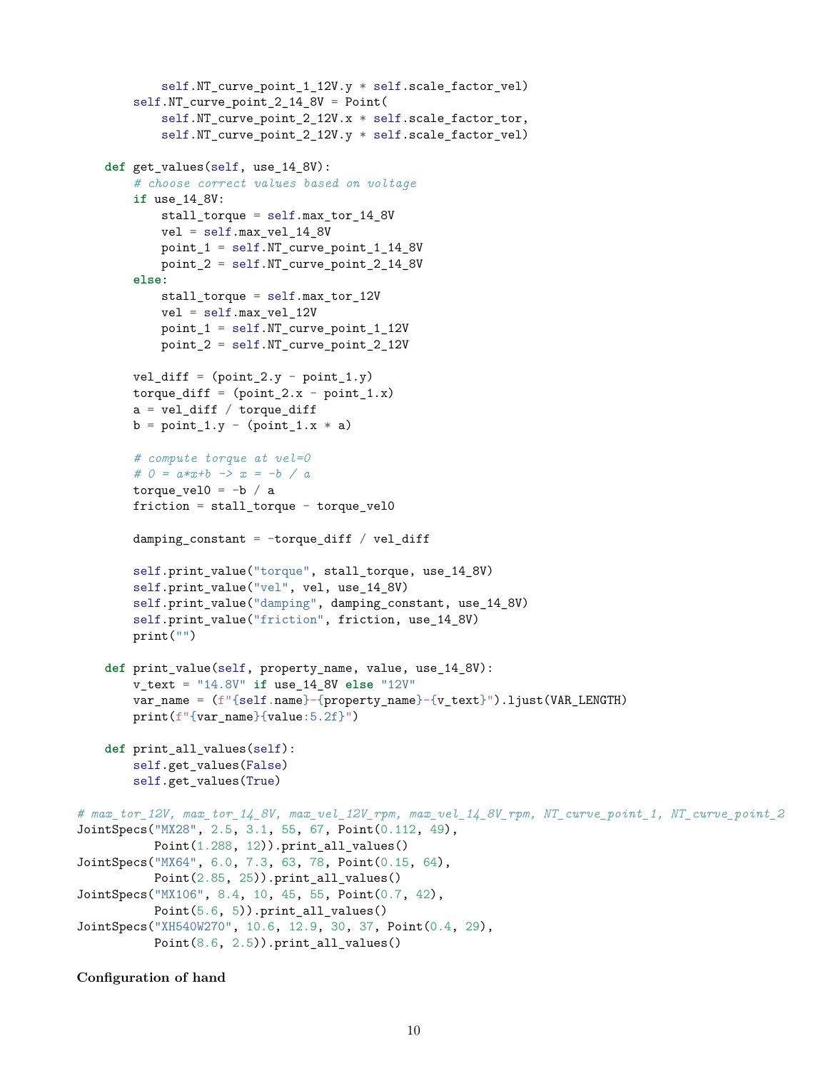```python
            self.NT_curve_point_1_12V.y * self.scale_factor_vel)
        self.NT_curve_point_2_14_8V = Point(
            self.NT_curve_point_2_12V.x * self.scale_factor_tor,
            self.NT_curve_point_2_12V.y * self.scale_factor_vel)

    def get_values(self, use_14_8V):
        # choose correct values based on voltage
        if use_14_8V:
            stall_torque = self.max_tor_14_8V
            vel = self.max_vel_14_8V
            point_1 = self.NT_curve_point_1_14_8V
            point_2 = self.NT_curve_point_2_14_8V
        else:
            stall_torque = self.max_tor_12V
            vel = self.max_vel_12V
            point_1 = self.NT_curve_point_1_12V
            point_2 = self.NT_curve_point_2_12V

        vel_diff = (point_2.y - point_1.y)
        torque_diff = (point_2.x - point_1.x)
        a = vel_diff / torque_diff
        b = point_1.y - (point_1.x * a)

        # compute torque at vel=0
        # 0 = a*x+b -> x = -b / a
        torque_vel0 = -b / a
        friction = stall_torque - torque_vel0

        damping_constant = -torque_diff / vel_diff

        self.print_value("torque", stall_torque, use_14_8V)
        self.print_value("vel", vel, use_14_8V)
        self.print_value("damping", damping_constant, use_14_8V)
        self.print_value("friction", friction, use_14_8V)
        print("")

    def print_value(self, property_name, value, use_14_8V):
        v_text = "14.8V" if use_14_8V else "12V"
        var_name = (f"{self.name}-{property_name}-{v_text}").ljust(VAR_LENGTH)
        print(f"{var_name}{value:5.2f}")

    def print_all_values(self):
        self.get_values(False)
        self.get_values(True)

# max_tor_12V, max_tor_14_8V, max_vel_12V_rpm, max_vel_14_8V_rpm, NT_curve_point_1, NT_curve_point_2
JointSpecs("MX28", 2.5, 3.1, 55, 67, Point(0.112, 49),
           Point(1.288, 12)).print_all_values()
JointSpecs("MX64", 6.0, 7.3, 63, 78, Point(0.15, 64),
           Point(2.85, 25)).print_all_values()
JointSpecs("MX106", 8.4, 10, 45, 55, Point(0.7, 42),
           Point(5.6, 5)).print_all_values()
JointSpecs("XH540W270", 10.6, 12.9, 30, 37, Point(0.4, 29),
           Point(8.6, 2.5)).print_all_values()
```

**Configuration of hand**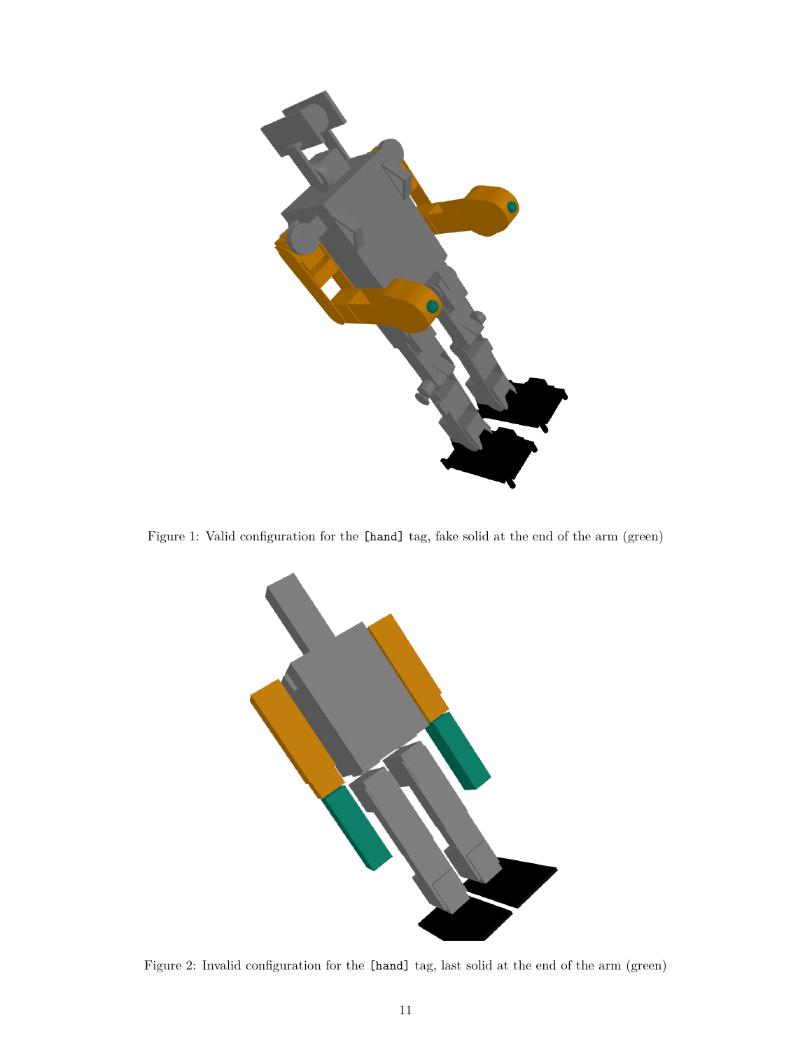Figure 1: Valid configuration for the `[hand]` tag, fake solid at the end of the arm (green)

Figure 2: Invalid configuration for the `[hand]` tag, last solid at the end of the arm (green)